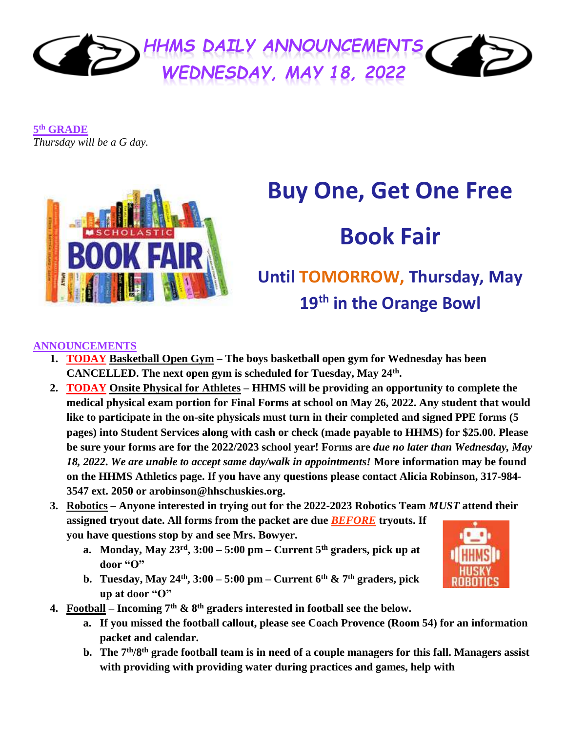# HHMS DAILY ANNOUNCEMENTS
# WEDNESDAY, MAY 18, 2022

**5th GRADE**
*Thursday will be a G day.*

## Buy One, Get One Free

## Book Fair

### Until TOMORROW, Thursday, May 19th in the Orange Bowl

**ANNOUNCEMENTS**

1. **TODAY Basketball Open Gym – The boys basketball open gym for Wednesday has been CANCELLED. The next open gym is scheduled for Tuesday, May 24th.**
2. **TODAY Onsite Physical for Athletes – HHMS will be providing an opportunity to complete the medical physical exam portion for Final Forms at school on May 26, 2022. Any student that would like to participate in the on-site physicals must turn in their completed and signed PPE forms (5 pages) into Student Services along with cash or check (made payable to HHMS) for $25.00. Please be sure your forms are for the 2022/2023 school year! Forms are *due no later than Wednesday, May 18, 2022*. *We are unable to accept same day/walk in appointments!* More information may be found on the HHMS Athletics page. If you have any questions please contact Alicia Robinson, 317-984-3547 ext. 2050 or arobinson@hhschuskies.org.**
3. **Robotics – Anyone interested in trying out for the 2022-2023 Robotics Team *MUST* attend their assigned tryout date. All forms from the packet are due *BEFORE* tryouts. If you have questions stop by and see Mrs. Bowyer.**
   a. **Monday, May 23rd, 3:00 – 5:00 pm – Current 5th graders, pick up at door "O"**
   b. **Tuesday, May 24th, 3:00 – 5:00 pm – Current 6th & 7th graders, pick up at door "O"**
4. **Football – Incoming 7th & 8th graders interested in football see the below.**
   a. **If you missed the football callout, please see Coach Provence (Room 54) for an information packet and calendar.**
   b. **The 7th/8th grade football team is in need of a couple managers for this fall. Managers assist with providing with providing water during practices and games, help with**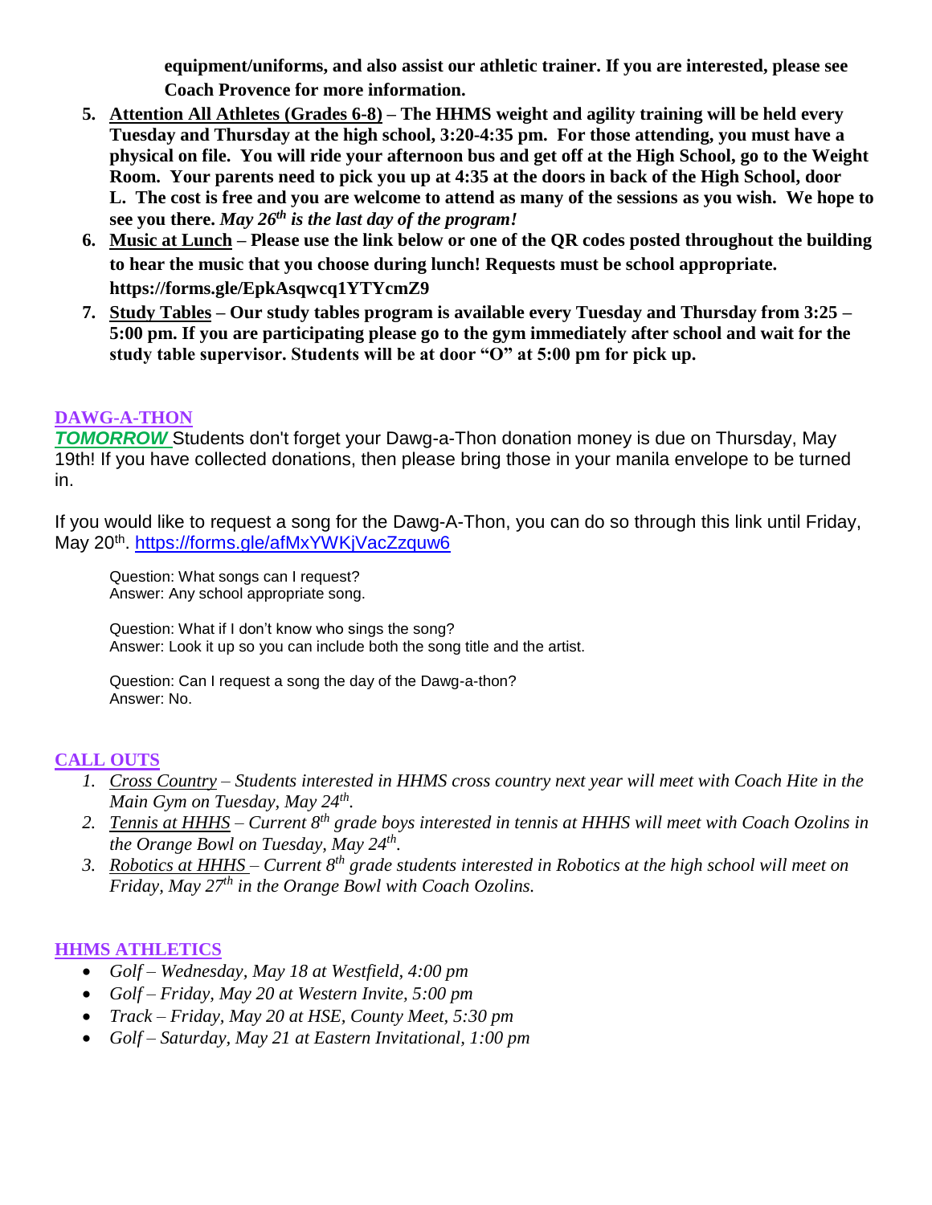**equipment/uniforms, and also assist our athletic trainer. If you are interested, please see Coach Provence for more information.**

5. **Attention All Athletes (Grades 6-8) – The HHMS weight and agility training will be held every Tuesday and Thursday at the high school, 3:20-4:35 pm. For those attending, you must have a physical on file. You will ride your afternoon bus and get off at the High School, go to the Weight Room. Your parents need to pick you up at 4:35 at the doors in back of the High School, door L. The cost is free and you are welcome to attend as many of the sessions as you wish. We hope to see you there.** ***May 26th is the last day of the program!***
6. **Music at Lunch – Please use the link below or one of the QR codes posted throughout the building to hear the music that you choose during lunch! Requests must be school appropriate. https://forms.gle/EpkAsqwcq1YTYcmZ9**
7. **Study Tables – Our study tables program is available every Tuesday and Thursday from 3:25 – 5:00 pm. If you are participating please go to the gym immediately after school and wait for the study table supervisor. Students will be at door "O" at 5:00 pm for pick up.**

## DAWG-A-THON

***TOMORROW*** Students don't forget your Dawg-a-Thon donation money is due on Thursday, May 19th! If you have collected donations, then please bring those in your manila envelope to be turned in.

If you would like to request a song for the Dawg-A-Thon, you can do so through this link until Friday, May 20th. https://forms.gle/afMxYWKjVacZzquw6

Question: What songs can I request?
Answer: Any school appropriate song.

Question: What if I don't know who sings the song?
Answer: Look it up so you can include both the song title and the artist.

Question: Can I request a song the day of the Dawg-a-thon?
Answer: No.

## CALL OUTS

1. *Cross Country – Students interested in HHMS cross country next year will meet with Coach Hite in the Main Gym on Tuesday, May 24th.*
2. *Tennis at HHHS – Current 8th grade boys interested in tennis at HHHS will meet with Coach Ozolins in the Orange Bowl on Tuesday, May 24th.*
3. *Robotics at HHHS – Current 8th grade students interested in Robotics at the high school will meet on Friday, May 27th in the Orange Bowl with Coach Ozolins.*

## HHMS ATHLETICS

- *Golf – Wednesday, May 18 at Westfield, 4:00 pm*
- *Golf – Friday, May 20 at Western Invite, 5:00 pm*
- *Track – Friday, May 20 at HSE, County Meet, 5:30 pm*
- *Golf – Saturday, May 21 at Eastern Invitational, 1:00 pm*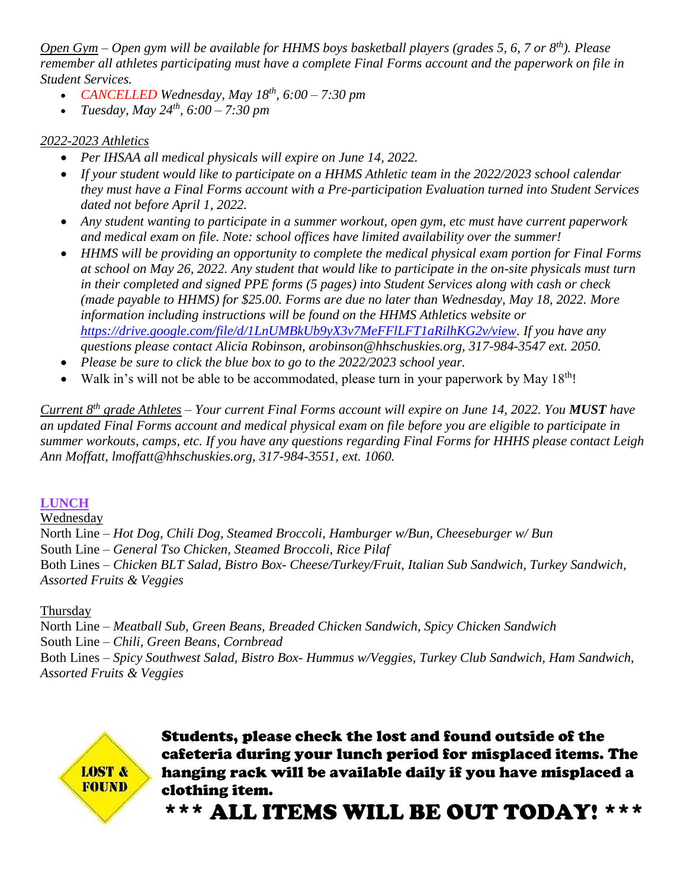*<u>Open Gym</u> – Open gym will be available for HHMS boys basketball players (grades 5, 6, 7 or 8th). Please remember all athletes participating must have a complete Final Forms account and the paperwork on file in Student Services.*

- *CANCELLED Wednesday, May 18th, 6:00 – 7:30 pm*
- *Tuesday, May 24th, 6:00 – 7:30 pm*

*<u>2022-2023 Athletics</u>*

- *Per IHSAA all medical physicals will expire on June 14, 2022.*
- *If your student would like to participate on a HHMS Athletic team in the 2022/2023 school calendar they must have a Final Forms account with a Pre-participation Evaluation turned into Student Services dated not before April 1, 2022.*
- *Any student wanting to participate in a summer workout, open gym, etc must have current paperwork and medical exam on file. Note: school offices have limited availability over the summer!*
- *HHMS will be providing an opportunity to complete the medical physical exam portion for Final Forms at school on May 26, 2022. Any student that would like to participate in the on-site physicals must turn in their completed and signed PPE forms (5 pages) into Student Services along with cash or check (made payable to HHMS) for $25.00. Forms are due no later than Wednesday, May 18, 2022. More information including instructions will be found on the HHMS Athletics website or [https://drive.google.com/file/d/1LnUMBkUb9yX3v7MeFFlLFT1aRilhKG2v/view](https://drive.google.com/file/d/1LnUMBkUb9yX3v7MeFFlLFT1aRilhKG2v/view). If you have any questions please contact Alicia Robinson, arobinson@hhschuskies.org, 317-984-3547 ext. 2050.*
- *Please be sure to click the blue box to go to the 2022/2023 school year.*
- Walk in's will not be able to be accommodated, please turn in your paperwork by May 18th!

*<u>Current 8th grade Athletes</u> – Your current Final Forms account will expire on June 14, 2022. You **MUST** have an updated Final Forms account and medical physical exam on file before you are eligible to participate in summer workouts, camps, etc. If you have any questions regarding Final Forms for HHHS please contact Leigh Ann Moffatt, lmoffatt@hhschuskies.org, 317-984-3551, ext. 1060.*

## LUNCH

<u>Wednesday</u>

North Line – *Hot Dog, Chili Dog, Steamed Broccoli, Hamburger w/Bun, Cheeseburger w/ Bun*
South Line – *General Tso Chicken, Steamed Broccoli, Rice Pilaf*
Both Lines – *Chicken BLT Salad, Bistro Box- Cheese/Turkey/Fruit, Italian Sub Sandwich, Turkey Sandwich, Assorted Fruits & Veggies*

<u>Thursday</u>

North Line – *Meatball Sub, Green Beans, Breaded Chicken Sandwich, Spicy Chicken Sandwich*
South Line – *Chili, Green Beans, Cornbread*
Both Lines – *Spicy Southwest Salad, Bistro Box- Hummus w/Veggies, Turkey Club Sandwich, Ham Sandwich, Assorted Fruits & Veggies*

LOST & FOUND

**Students, please check the lost and found outside of the cafeteria during your lunch period for misplaced items. The hanging rack will be available daily if you have misplaced a clothing item.**

**\*\*\* ALL ITEMS WILL BE OUT TODAY! \*\*\***